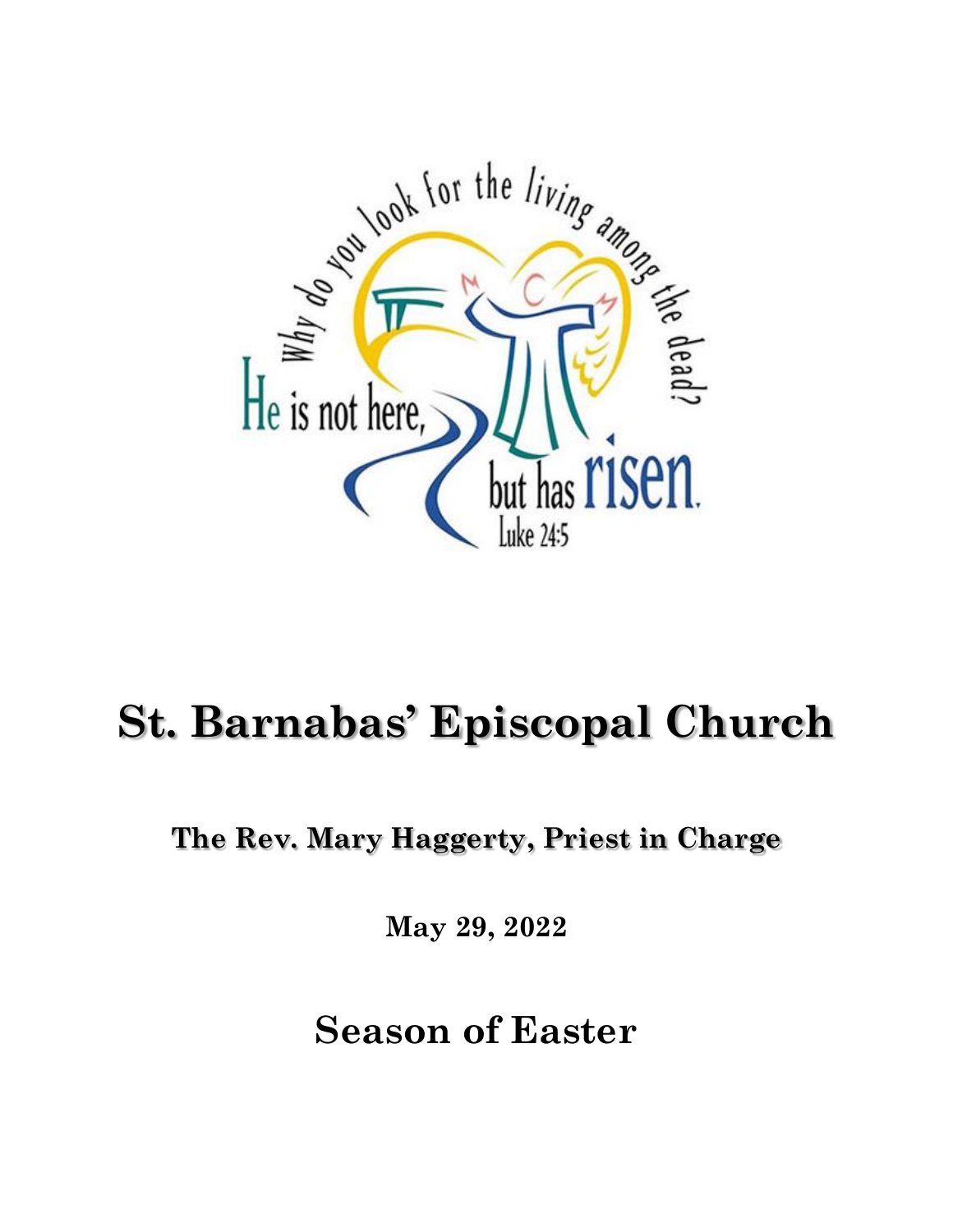Why do you look for the living among the dead?

He is not here, but has risen.

Luke 24:5

# St. Barnabas' Episcopal Church

## The Rev. Mary Haggerty, Priest in Charge

**May 29, 2022**

## Season of Easter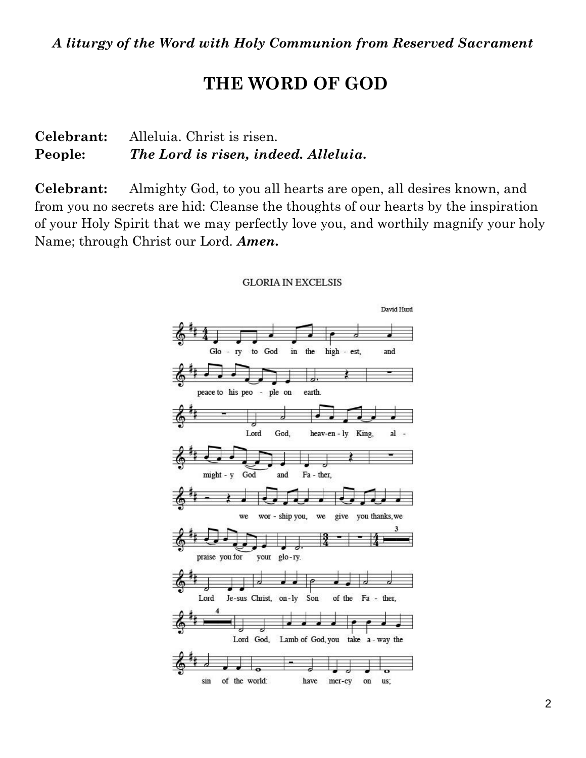***A liturgy of the Word with Holy Communion from Reserved Sacrament***

# THE WORD OF GOD

**Celebrant:** Alleluia. Christ is risen.
**People:** ***The Lord is risen, indeed. Alleluia.***

**Celebrant:** Almighty God, to you all hearts are open, all desires known, and from you no secrets are hid: Cleanse the thoughts of our hearts by the inspiration of your Holy Spirit that we may perfectly love you, and worthily magnify your holy Name; through Christ our Lord. ***Amen.***

GLORIA IN EXCELSIS

David Hurd

Glo - ry to God in the high - est, and peace to his peo - ple on earth.

Lord God, heav-en - ly King, al - might - y God and Fa - ther,

we wor - ship you, we give you thanks, we praise you for your glo - ry.

Lord Je - sus Christ, on - ly Son of the Fa - ther,

Lord God, Lamb of God, you take a - way the sin of the world: have mer - cy on us;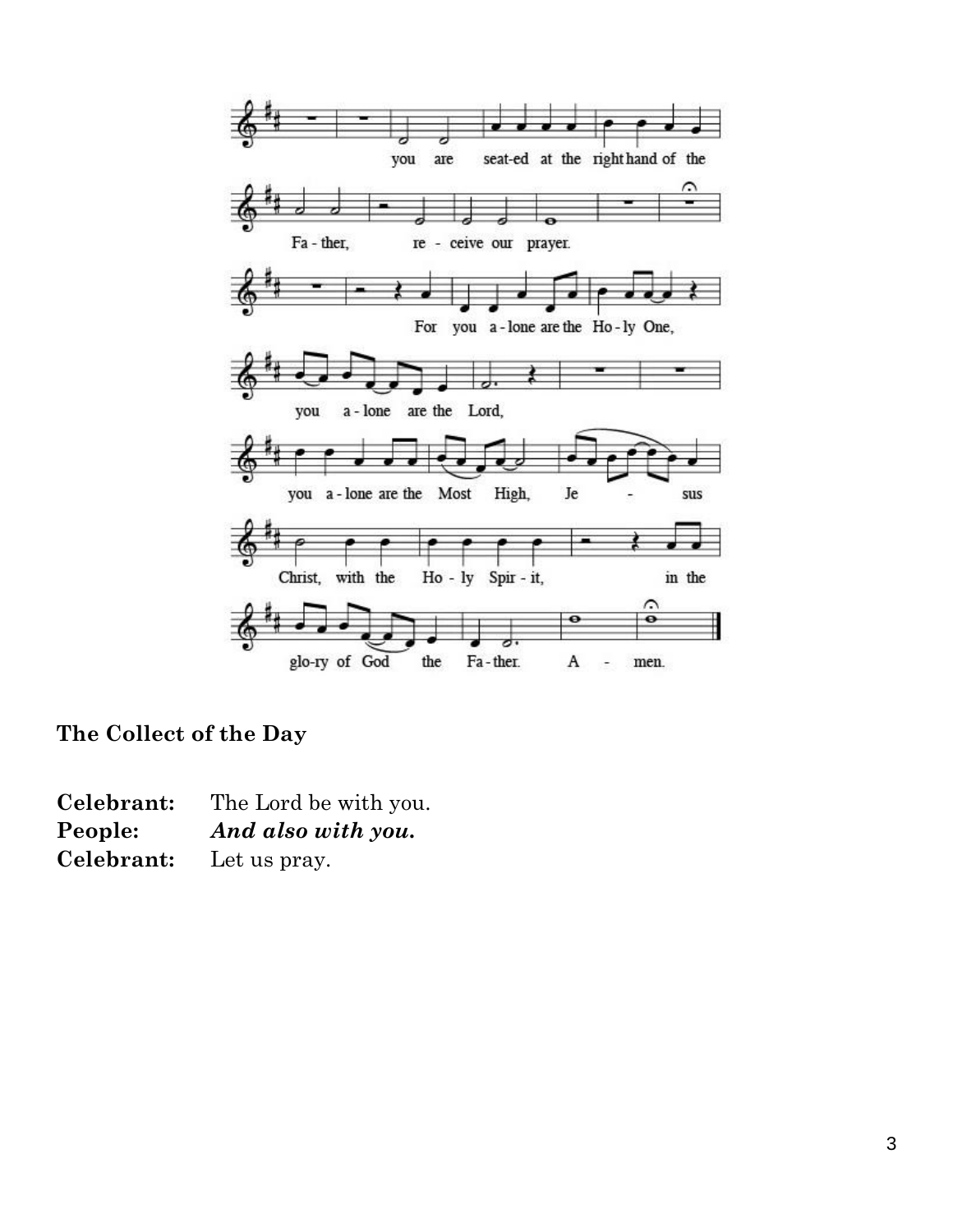you are seated at the right hand of the Father, receive our prayer.

For you alone are the Holy One, you alone are the Lord, you alone are the Most High, Jesus Christ, with the Holy Spirit, in the glory of God the Father. Amen.

## The Collect of the Day

**Celebrant:** The Lord be with you.
**People:** ***And also with you.***
**Celebrant:** Let us pray.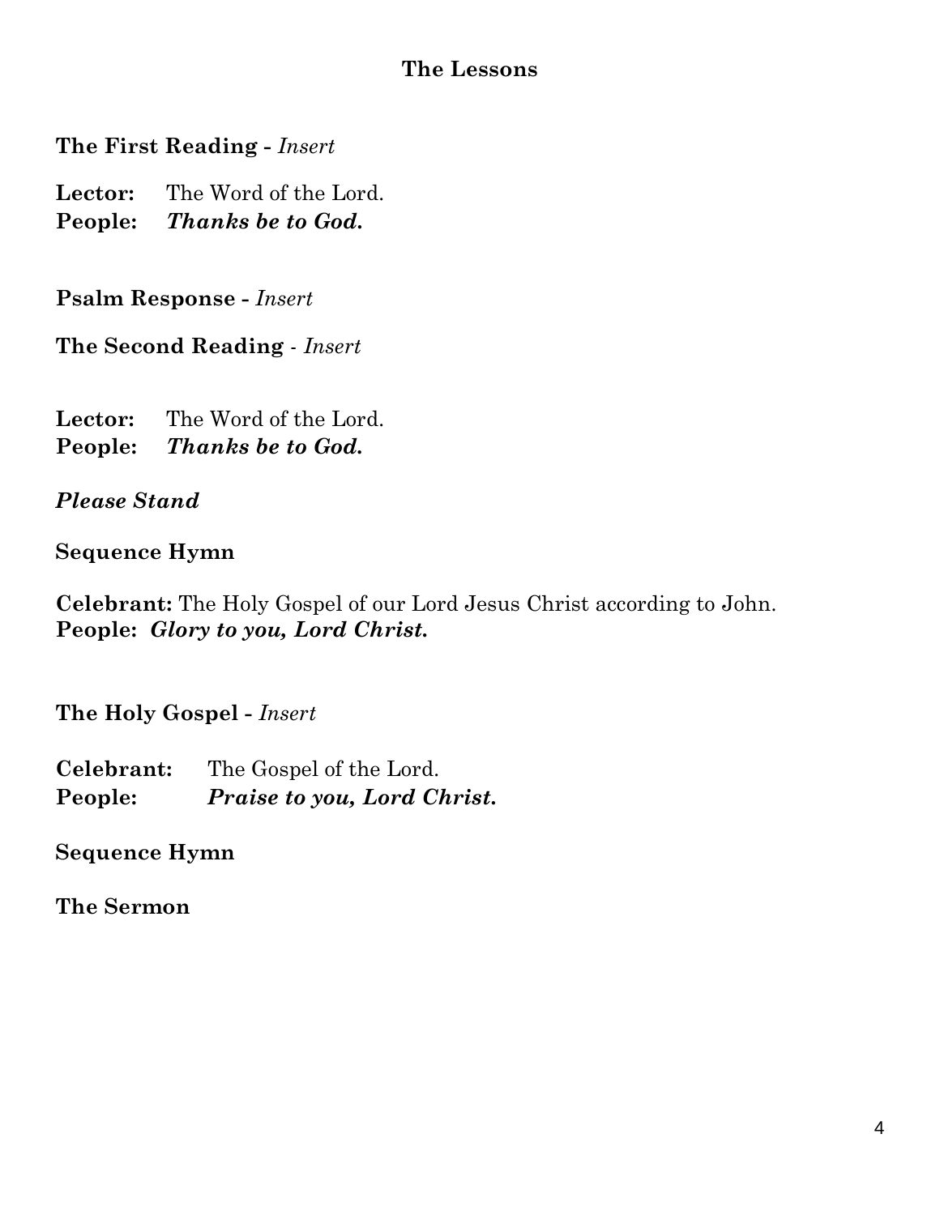## The Lessons

**The First Reading -** *Insert*

**Lector:** The Word of the Lord.
**People:** ***Thanks be to God.***

**Psalm Response -** *Insert*

**The Second Reading** - *Insert*

**Lector:** The Word of the Lord.
**People:** ***Thanks be to God.***

***Please Stand***

**Sequence Hymn**

**Celebrant:** The Holy Gospel of our Lord Jesus Christ according to John.
**People:** ***Glory to you, Lord Christ.***

**The Holy Gospel -** *Insert*

**Celebrant:** The Gospel of the Lord.
**People:** ***Praise to you, Lord Christ.***

**Sequence Hymn**

**The Sermon**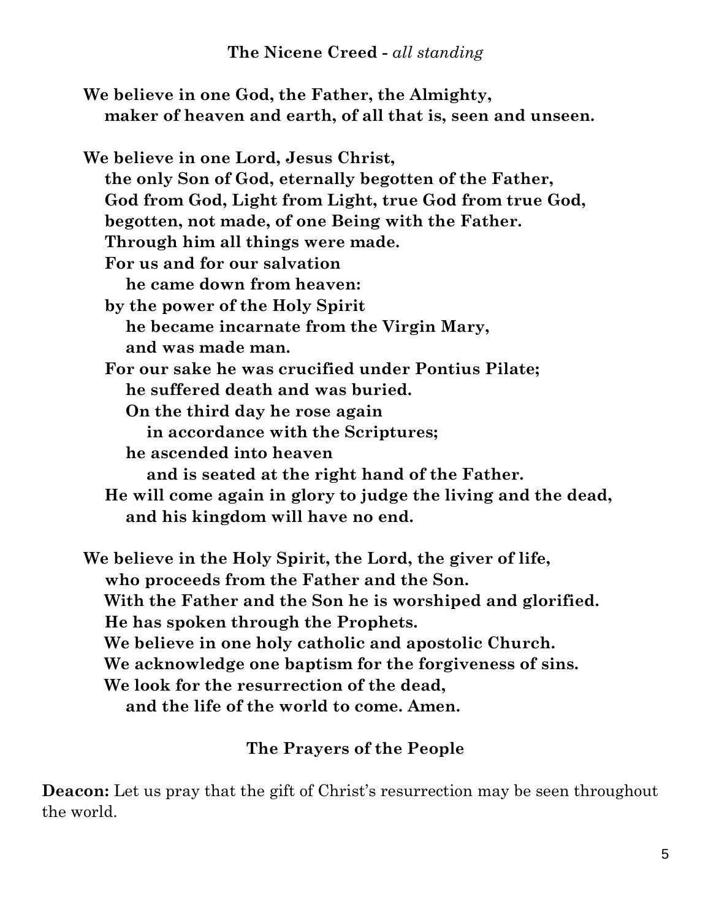## The Nicene Creed - *all standing*

**We believe in one God, the Father, the Almighty,**
**maker of heaven and earth, of all that is, seen and unseen.**

**We believe in one Lord, Jesus Christ,**
**the only Son of God, eternally begotten of the Father,**
**God from God, Light from Light, true God from true God,**
**begotten, not made, of one Being with the Father.**
**Through him all things were made.**
**For us and for our salvation**
**he came down from heaven:**
**by the power of the Holy Spirit**
**he became incarnate from the Virgin Mary,**
**and was made man.**
**For our sake he was crucified under Pontius Pilate;**
**he suffered death and was buried.**
**On the third day he rose again**
**in accordance with the Scriptures;**
**he ascended into heaven**
**and is seated at the right hand of the Father.**
**He will come again in glory to judge the living and the dead,**
**and his kingdom will have no end.**

**We believe in the Holy Spirit, the Lord, the giver of life,**
**who proceeds from the Father and the Son.**
**With the Father and the Son he is worshiped and glorified.**
**He has spoken through the Prophets.**
**We believe in one holy catholic and apostolic Church.**
**We acknowledge one baptism for the forgiveness of sins.**
**We look for the resurrection of the dead,**
**and the life of the world to come. Amen.**

## The Prayers of the People

**Deacon:** Let us pray that the gift of Christ's resurrection may be seen throughout the world.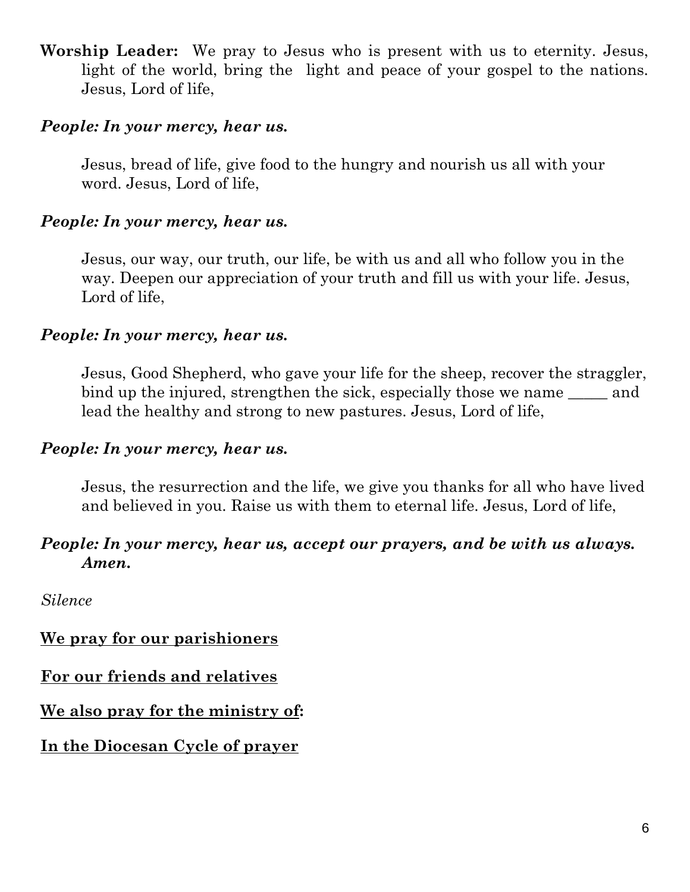**Worship Leader:** We pray to Jesus who is present with us to eternity. Jesus, light of the world, bring the light and peace of your gospel to the nations. Jesus, Lord of life,

***People: In your mercy, hear us.***

Jesus, bread of life, give food to the hungry and nourish us all with your word. Jesus, Lord of life,

***People: In your mercy, hear us.***

Jesus, our way, our truth, our life, be with us and all who follow you in the way. Deepen our appreciation of your truth and fill us with your life. Jesus, Lord of life,

***People: In your mercy, hear us.***

Jesus, Good Shepherd, who gave your life for the sheep, recover the straggler, bind up the injured, strengthen the sick, especially those we name _____ and lead the healthy and strong to new pastures. Jesus, Lord of life,

***People: In your mercy, hear us.***

Jesus, the resurrection and the life, we give you thanks for all who have lived and believed in you. Raise us with them to eternal life. Jesus, Lord of life,

***People: In your mercy, hear us, accept our prayers, and be with us always. Amen.***

*Silence*

**<u>We pray for our parishioners</u>**

**<u>For our friends and relatives</u>**

**<u>We also pray for the ministry of</u>:**

**<u>In the Diocesan Cycle of prayer</u>**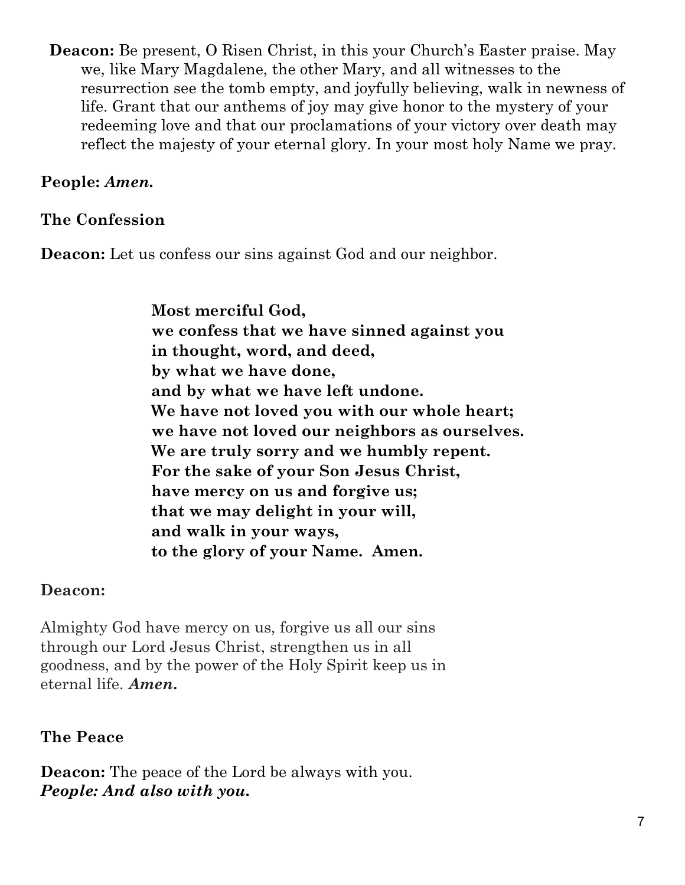**Deacon:** Be present, O Risen Christ, in this your Church's Easter praise. May we, like Mary Magdalene, the other Mary, and all witnesses to the resurrection see the tomb empty, and joyfully believing, walk in newness of life. Grant that our anthems of joy may give honor to the mystery of your redeeming love and that our proclamations of your victory over death may reflect the majesty of your eternal glory. In your most holy Name we pray.

**People:** ***Amen.***

**The Confession**

**Deacon:** Let us confess our sins against God and our neighbor.

**Most merciful God,**
**we confess that we have sinned against you**
**in thought, word, and deed,**
**by what we have done,**
**and by what we have left undone.**
**We have not loved you with our whole heart;**
**we have not loved our neighbors as ourselves.**
**We are truly sorry and we humbly repent.**
**For the sake of your Son Jesus Christ,**
**have mercy on us and forgive us;**
**that we may delight in your will,**
**and walk in your ways,**
**to the glory of your Name. Amen.**

**Deacon:**

Almighty God have mercy on us, forgive us all our sins through our Lord Jesus Christ, strengthen us in all goodness, and by the power of the Holy Spirit keep us in eternal life. ***Amen.***

**The Peace**

**Deacon:** The peace of the Lord be always with you.
***People: And also with you.***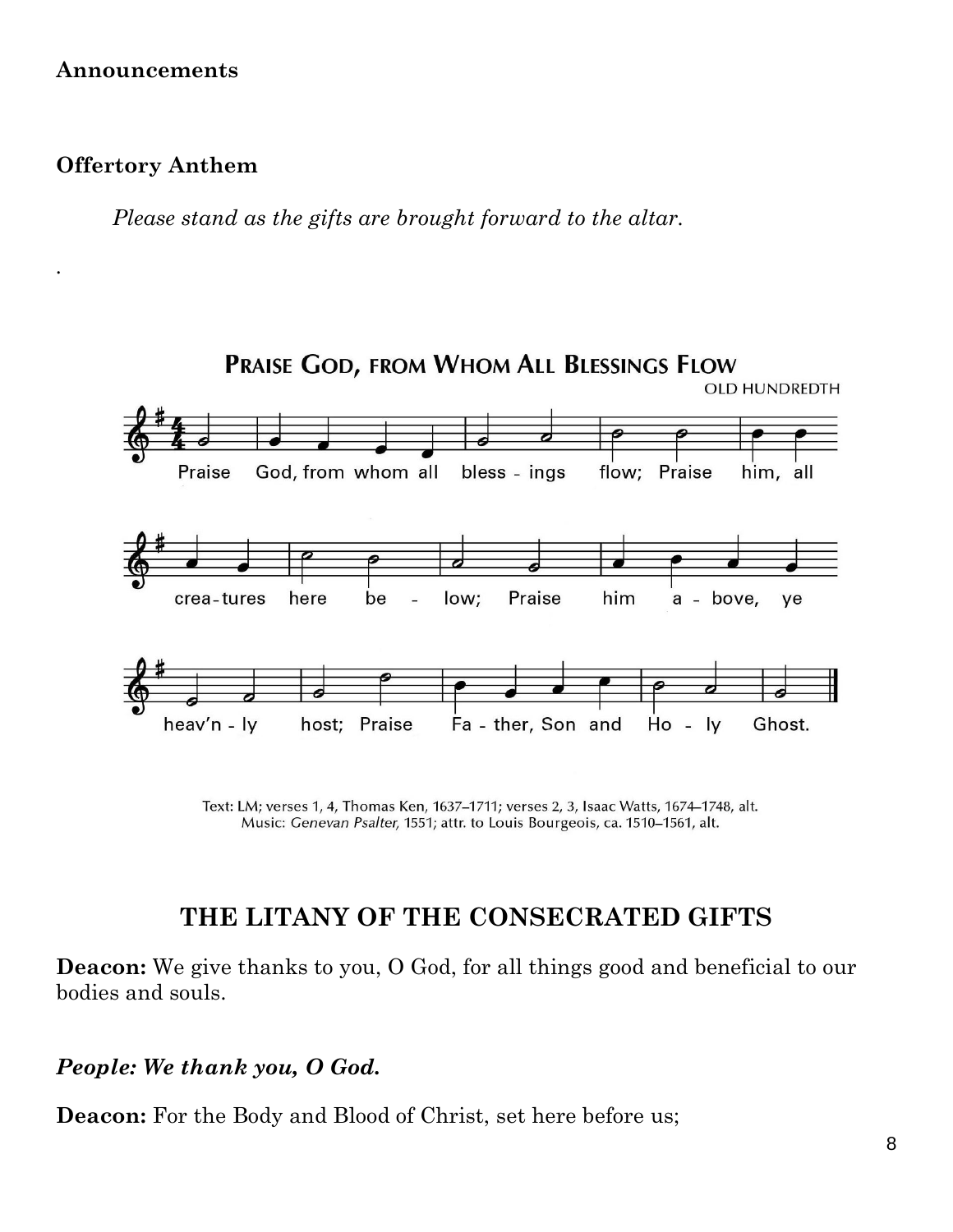**Announcements**

**Offertory Anthem**

*Please stand as the gifts are brought forward to the altar.*

.

**PRAISE GOD, FROM WHOM ALL BLESSINGS FLOW**

OLD HUNDREDTH

Praise God, from whom all bless - ings flow; Praise him, all crea - tures here be - low; Praise him a - bove, ye heav'n - ly host; Praise Fa - ther, Son and Ho - ly Ghost.

Text: LM; verses 1, 4, Thomas Ken, 1637–1711; verses 2, 3, Isaac Watts, 1674–1748, alt.
Music: *Genevan Psalter*, 1551; attr. to Louis Bourgeois, ca. 1510–1561, alt.

## THE LITANY OF THE CONSECRATED GIFTS

**Deacon:** We give thanks to you, O God, for all things good and beneficial to our bodies and souls.

***People: We thank you, O God.***

**Deacon:** For the Body and Blood of Christ, set here before us;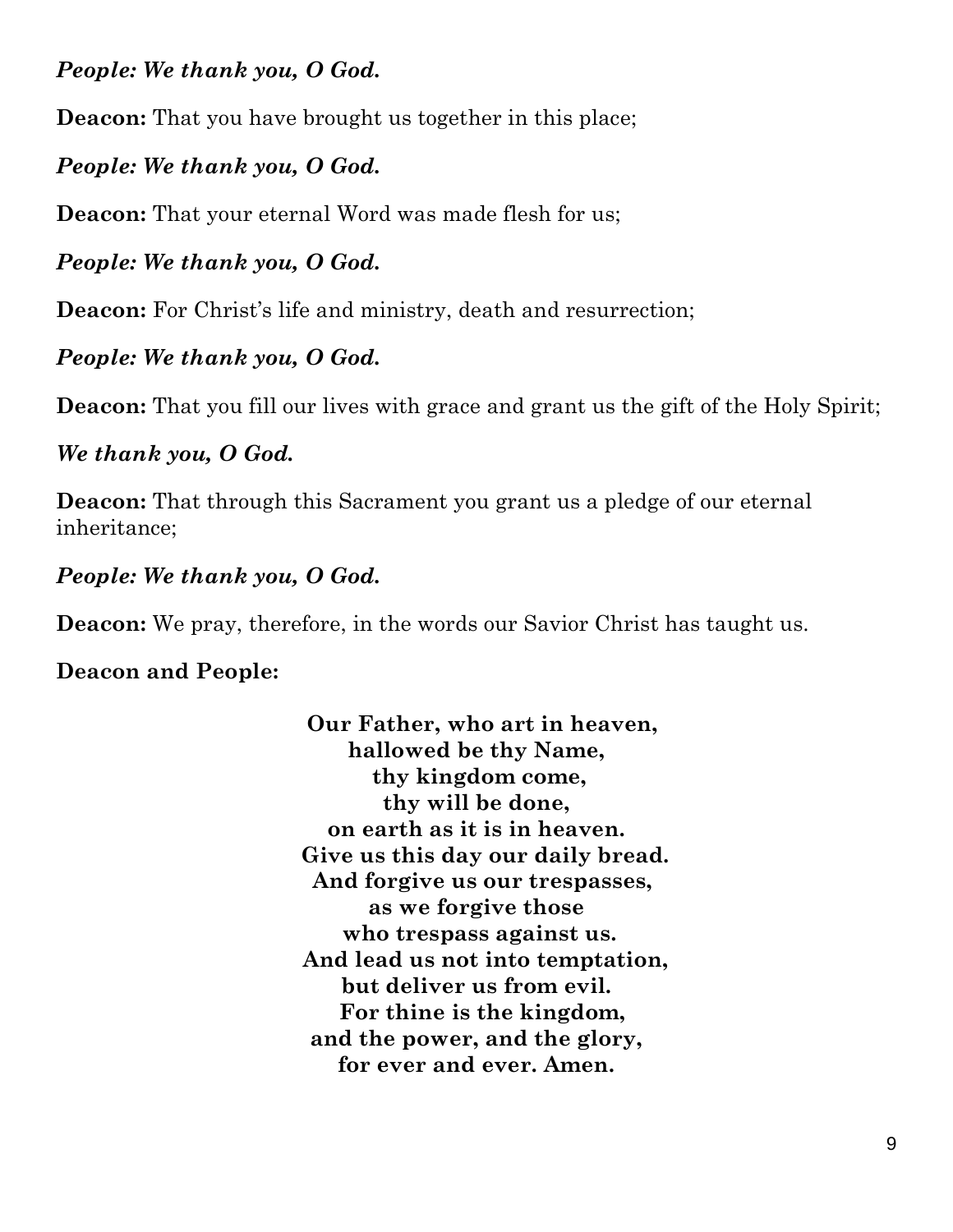***People: We thank you, O God.***

**Deacon:** That you have brought us together in this place;

***People: We thank you, O God.***

**Deacon:** That your eternal Word was made flesh for us;

***People: We thank you, O God.***

**Deacon:** For Christ's life and ministry, death and resurrection;

***People: We thank you, O God.***

**Deacon:** That you fill our lives with grace and grant us the gift of the Holy Spirit;

***We thank you, O God.***

**Deacon:** That through this Sacrament you grant us a pledge of our eternal inheritance;

***People: We thank you, O God.***

**Deacon:** We pray, therefore, in the words our Savior Christ has taught us.

**Deacon and People:**

**Our Father, who art in heaven,**
**hallowed be thy Name,**
**thy kingdom come,**
**thy will be done,**
**on earth as it is in heaven.**
**Give us this day our daily bread.**
**And forgive us our trespasses,**
**as we forgive those**
**who trespass against us.**
**And lead us not into temptation,**
**but deliver us from evil.**
**For thine is the kingdom,**
**and the power, and the glory,**
**for ever and ever. Amen.**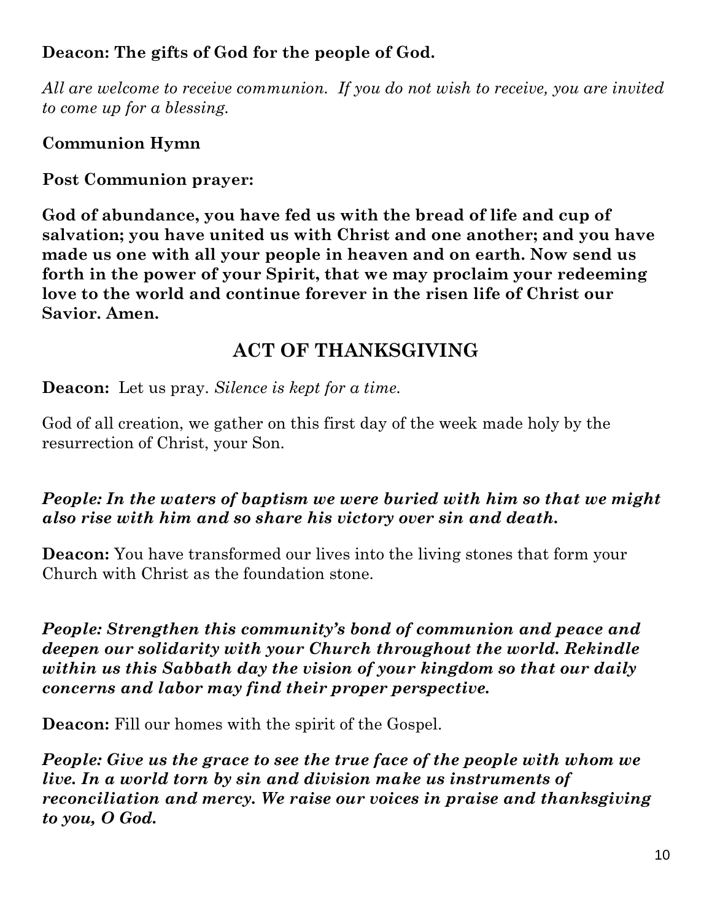**Deacon: The gifts of God for the people of God.**

*All are welcome to receive communion. If you do not wish to receive, you are invited to come up for a blessing.*

**Communion Hymn**

**Post Communion prayer:**

**God of abundance, you have fed us with the bread of life and cup of salvation; you have united us with Christ and one another; and you have made us one with all your people in heaven and on earth. Now send us forth in the power of your Spirit, that we may proclaim your redeeming love to the world and continue forever in the risen life of Christ our Savior. Amen.**

## ACT OF THANKSGIVING

**Deacon:** Let us pray. *Silence is kept for a time.*

God of all creation, we gather on this first day of the week made holy by the resurrection of Christ, your Son.

***People: In the waters of baptism we were buried with him so that we might also rise with him and so share his victory over sin and death.***

**Deacon:** You have transformed our lives into the living stones that form your Church with Christ as the foundation stone.

***People: Strengthen this community's bond of communion and peace and deepen our solidarity with your Church throughout the world. Rekindle within us this Sabbath day the vision of your kingdom so that our daily concerns and labor may find their proper perspective.***

**Deacon:** Fill our homes with the spirit of the Gospel.

***People: Give us the grace to see the true face of the people with whom we live. In a world torn by sin and division make us instruments of reconciliation and mercy. We raise our voices in praise and thanksgiving to you, O God.***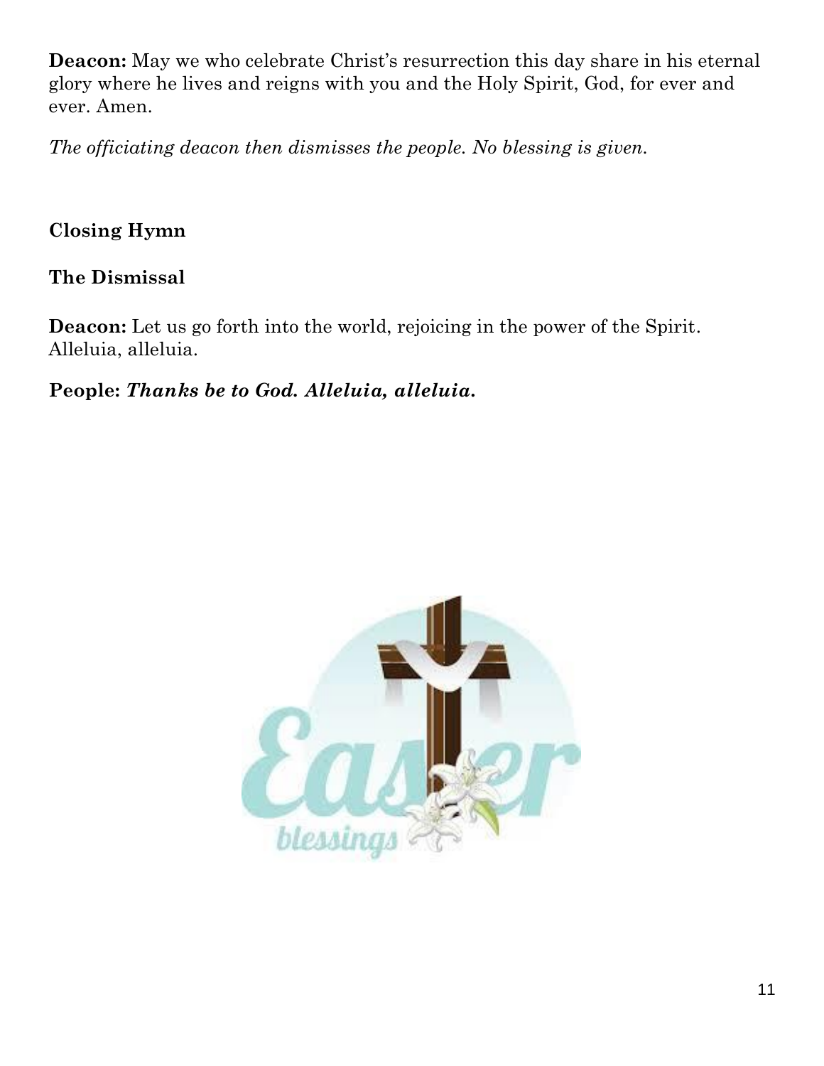**Deacon:** May we who celebrate Christ's resurrection this day share in his eternal glory where he lives and reigns with you and the Holy Spirit, God, for ever and ever. Amen.

*The officiating deacon then dismisses the people. No blessing is given.*

**Closing Hymn**

**The Dismissal**

**Deacon:** Let us go forth into the world, rejoicing in the power of the Spirit. Alleluia, alleluia.

**People:** ***Thanks be to God. Alleluia, alleluia.***